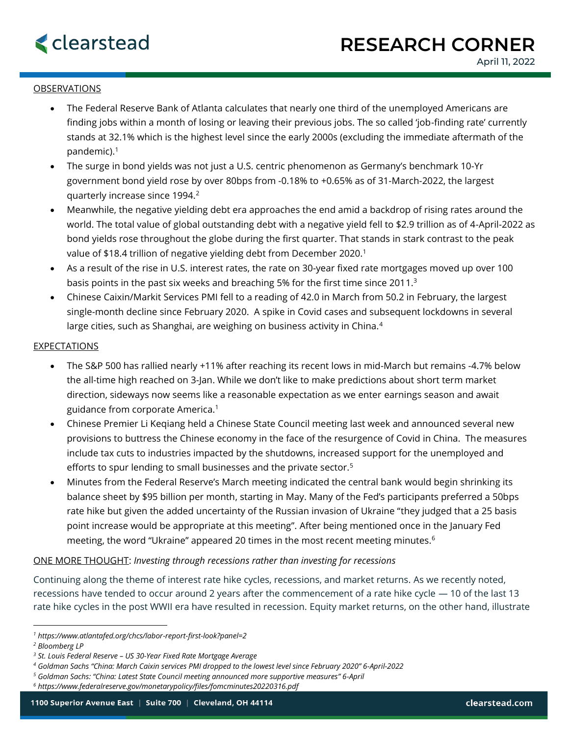# RESEARCH CORNER

April 11, 2022

## OBSERVATIONS

- The Federal Reserve Bank of Atlanta calculates that nearly one third of the unemployed Americans are finding jobs within a month of losing or leaving their previous jobs. The so called 'job-finding rate' currently stands at 32.1% which is the highest level since the early 2000s (excluding the immediate aftermath of the pandemic).[1]
- The surge in bond yields was not just a U.S. centric phenomenon as Germany's benchmark 10-Yr government bond yield rose by over 80bps from -0.18% to +0.65% as of 31-March-2022, the largest quarterly increase since 1994.[2]
- Meanwhile, the negative yielding debt era approaches the end amid a backdrop of rising rates around the world. The total value of global outstanding debt with a negative yield fell to $2.9 trillion as of 4-April-2022 as bond yields rose throughout the globe during the first quarter. That stands in stark contrast to the peak value of $18.4 trillion of negative yielding debt from December 2020.[1]
- As a result of the rise in U.S. interest rates, the rate on 30-year fixed rate mortgages moved up over 100 basis points in the past six weeks and breaching 5% for the first time since 2011.[3]
- Chinese Caixin/Markit Services PMI fell to a reading of 42.0 in March from 50.2 in February, the largest single-month decline since February 2020. A spike in Covid cases and subsequent lockdowns in several large cities, such as Shanghai, are weighing on business activity in China.[4]

## EXPECTATIONS

- The S&P 500 has rallied nearly +11% after reaching its recent lows in mid-March but remains -4.7% below the all-time high reached on 3-Jan. While we don't like to make predictions about short term market direction, sideways now seems like a reasonable expectation as we enter earnings season and await guidance from corporate America.[1]
- Chinese Premier Li Keqiang held a Chinese State Council meeting last week and announced several new provisions to buttress the Chinese economy in the face of the resurgence of Covid in China. The measures include tax cuts to industries impacted by the shutdowns, increased support for the unemployed and efforts to spur lending to small businesses and the private sector.[5]
- Minutes from the Federal Reserve's March meeting indicated the central bank would begin shrinking its balance sheet by $95 billion per month, starting in May. Many of the Fed's participants preferred a 50bps rate hike but given the added uncertainty of the Russian invasion of Ukraine "they judged that a 25 basis point increase would be appropriate at this meeting". After being mentioned once in the January Fed meeting, the word "Ukraine" appeared 20 times in the most recent meeting minutes.[6]

## ONE MORE THOUGHT: *Investing through recessions rather than investing for recessions*

Continuing along the theme of interest rate hike cycles, recessions, and market returns. As we recently noted, recessions have tended to occur around 2 years after the commencement of a rate hike cycle — 10 of the last 13 rate hike cycles in the post WWII era have resulted in recession. Equity market returns, on the other hand, illustrate

---

[1] *https://www.atlantafed.org/chcs/labor-report-first-look?panel=2*
[2] *Bloomberg LP*
[3] *St. Louis Federal Reserve – US 30-Year Fixed Rate Mortgage Average*
[4] *Goldman Sachs "China: March Caixin services PMI dropped to the lowest level since February 2020" 6-April-2022*
[5] *Goldman Sachs: "China: Latest State Council meeting announced more supportive measures" 6-April*
[6] *https://www.federalreserve.gov/monetarypolicy/files/fomcminutes20220316.pdf*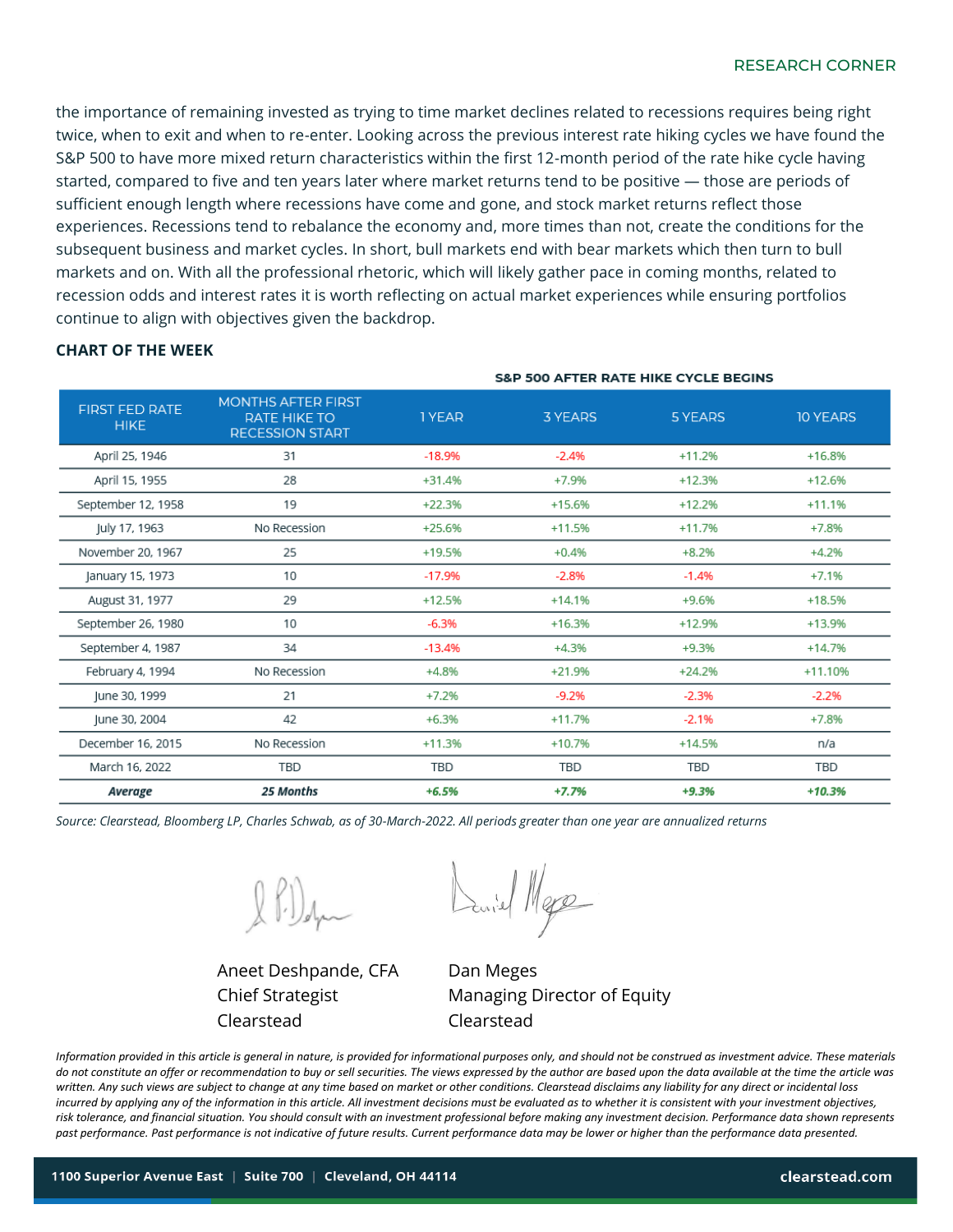the importance of remaining invested as trying to time market declines related to recessions requires being right twice, when to exit and when to re-enter. Looking across the previous interest rate hiking cycles we have found the S&P 500 to have more mixed return characteristics within the first 12-month period of the rate hike cycle having started, compared to five and ten years later where market returns tend to be positive — those are periods of sufficient enough length where recessions have come and gone, and stock market returns reflect those experiences. Recessions tend to rebalance the economy and, more times than not, create the conditions for the subsequent business and market cycles. In short, bull markets end with bear markets which then turn to bull markets and on. With all the professional rhetoric, which will likely gather pace in coming months, related to recession odds and interest rates it is worth reflecting on actual market experiences while ensuring portfolios continue to align with objectives given the backdrop.

### CHART OF THE WEEK

| | | S&P 500 AFTER RATE HIKE CYCLE BEGINS | | | |
|---|---|---|---|---|---|
| FIRST FED RATE HIKE | MONTHS AFTER FIRST RATE HIKE TO RECESSION START | 1 YEAR | 3 YEARS | 5 YEARS | 10 YEARS |
| April 25, 1946 | 31 | -18.9% | -2.4% | +11.2% | +16.8% |
| April 15, 1955 | 28 | +31.4% | +7.9% | +12.3% | +12.6% |
| September 12, 1958 | 19 | +22.3% | +15.6% | +12.2% | +11.1% |
| July 17, 1963 | No Recession | +25.6% | +11.5% | +11.7% | +7.8% |
| November 20, 1967 | 25 | +19.5% | +0.4% | +8.2% | +4.2% |
| January 15, 1973 | 10 | -17.9% | -2.8% | -1.4% | +7.1% |
| August 31, 1977 | 29 | +12.5% | +14.1% | +9.6% | +18.5% |
| September 26, 1980 | 10 | -6.3% | +16.3% | +12.9% | +13.9% |
| September 4, 1987 | 34 | -13.4% | +4.3% | +9.3% | +14.7% |
| February 4, 1994 | No Recession | +4.8% | +21.9% | +24.2% | +11.10% |
| June 30, 1999 | 21 | +7.2% | -9.2% | -2.3% | -2.2% |
| June 30, 2004 | 42 | +6.3% | +11.7% | -2.1% | +7.8% |
| December 16, 2015 | No Recession | +11.3% | +10.7% | +14.5% | n/a |
| March 16, 2022 | TBD | TBD | TBD | TBD | TBD |
| ***Average*** | ***25 Months*** | ***+6.5%*** | ***+7.7%*** | ***+9.3%*** | ***+10.3%*** |

*Source: Clearstead, Bloomberg LP, Charles Schwab, as of 30-March-2022. All periods greater than one year are annualized returns*

Aneet Deshpande, CFA
Chief Strategist
Clearstead

Dan Meges
Managing Director of Equity
Clearstead

*Information provided in this article is general in nature, is provided for informational purposes only, and should not be construed as investment advice. These materials do not constitute an offer or recommendation to buy or sell securities. The views expressed by the author are based upon the data available at the time the article was written. Any such views are subject to change at any time based on market or other conditions. Clearstead disclaims any liability for any direct or incidental loss incurred by applying any of the information in this article. All investment decisions must be evaluated as to whether it is consistent with your investment objectives, risk tolerance, and financial situation. You should consult with an investment professional before making any investment decision. Performance data shown represents past performance. Past performance is not indicative of future results. Current performance data may be lower or higher than the performance data presented.*